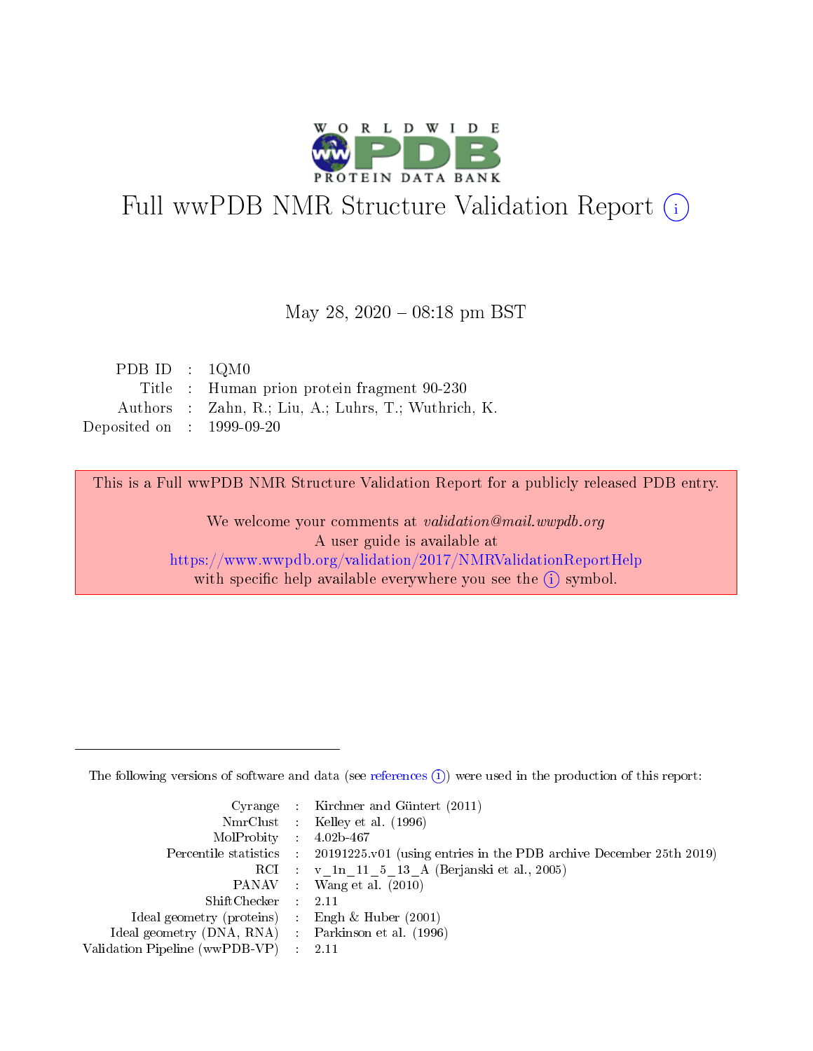# Full wwPDB NMR Structure Validation Report (i)

May 28, 2020 – 08:18 pm BST

| | | |
|---|---|---|
| PDB ID | : | 1QM0 |
| Title | : | Human prion protein fragment 90-230 |
| Authors | : | Zahn, R.; Liu, A.; Luhrs, T.; Wuthrich, K. |
| Deposited on | : | 1999-09-20 |

This is a Full wwPDB NMR Structure Validation Report for a publicly released PDB entry.

We welcome your comments at *validation@mail.wwpdb.org*
A user guide is available at
https://www.wwpdb.org/validation/2017/NMRValidationReportHelp
with specific help available everywhere you see the (i) symbol.

---

The following versions of software and data (see references (i)) were used in the production of this report:

| | | |
|---|---|---|
| Cyrange | : | Kirchner and Güntert (2011) |
| NmrClust | : | Kelley et al. (1996) |
| MolProbity | : | 4.02b-467 |
| Percentile statistics | : | 20191225.v01 (using entries in the PDB archive December 25th 2019) |
| RCI | : | v_1n_11_5_13_A (Berjanski et al., 2005) |
| PANAV | : | Wang et al. (2010) |
| ShiftChecker | : | 2.11 |
| Ideal geometry (proteins) | : | Engh & Huber (2001) |
| Ideal geometry (DNA, RNA) | : | Parkinson et al. (1996) |
| Validation Pipeline (wwPDB-VP) | : | 2.11 |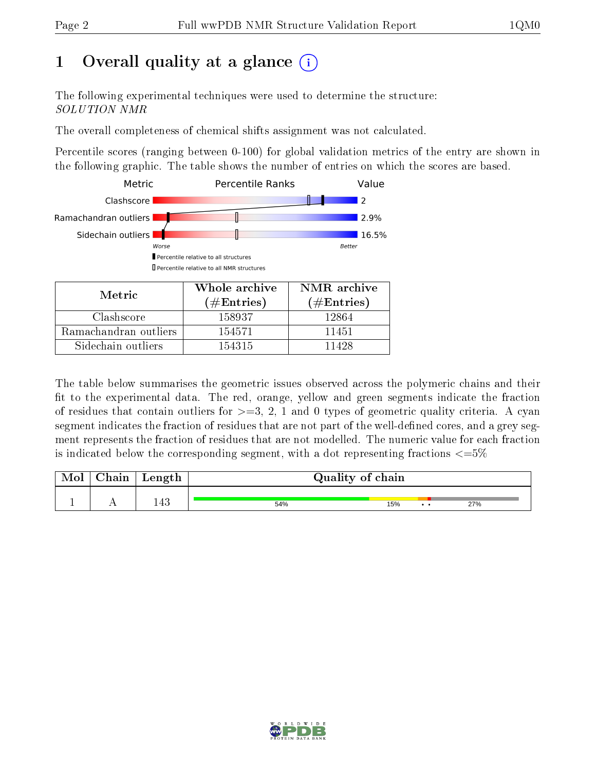# 1 Overall quality at a glance (i)

The following experimental techniques were used to determine the structure:
*SOLUTION NMR*

The overall completeness of chemical shifts assignment was not calculated.

Percentile scores (ranging between 0-100) for global validation metrics of the entry are shown in the following graphic. The table shows the number of entries on which the scores are based.

| Metric | Value |
|---|---|
| Clashscore | 2 |
| Ramachandran outliers | 2.9% |
| Sidechain outliers | 16.5% |

Worse — Better

▌Percentile relative to all structures

▯Percentile relative to all NMR structures

| Metric | Whole archive (#Entries) | NMR archive (#Entries) |
|---|---|---|
| Clashscore | 158937 | 12864 |
| Ramachandran outliers | 154571 | 11451 |
| Sidechain outliers | 154315 | 11428 |

The table below summarises the geometric issues observed across the polymeric chains and their fit to the experimental data. The red, orange, yellow and green segments indicate the fraction of residues that contain outliers for >=3, 2, 1 and 0 types of geometric quality criteria. A cyan segment indicates the fraction of residues that are not part of the well-defined cores, and a grey segment represents the fraction of residues that are not modelled. The numeric value for each fraction is indicated below the corresponding segment, with a dot representing fractions <=5%

| Mol | Chain | Length | Quality of chain |
|---|---|---|---|
| 1 | A | 143 | 54% 15% • • 27% |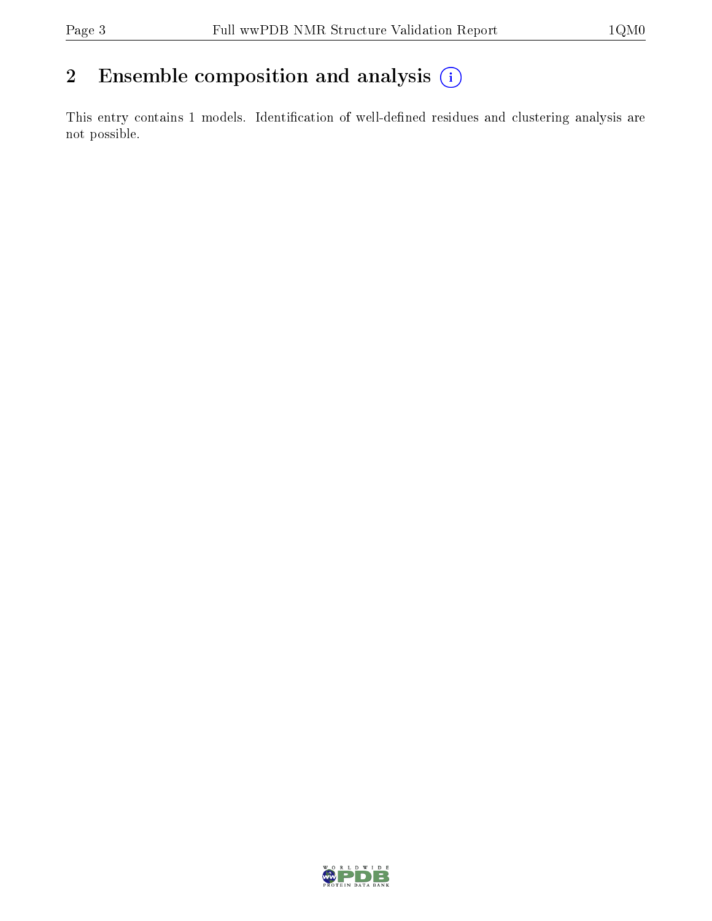## 2 Ensemble composition and analysis

This entry contains 1 models. Identification of well-defined residues and clustering analysis are not possible.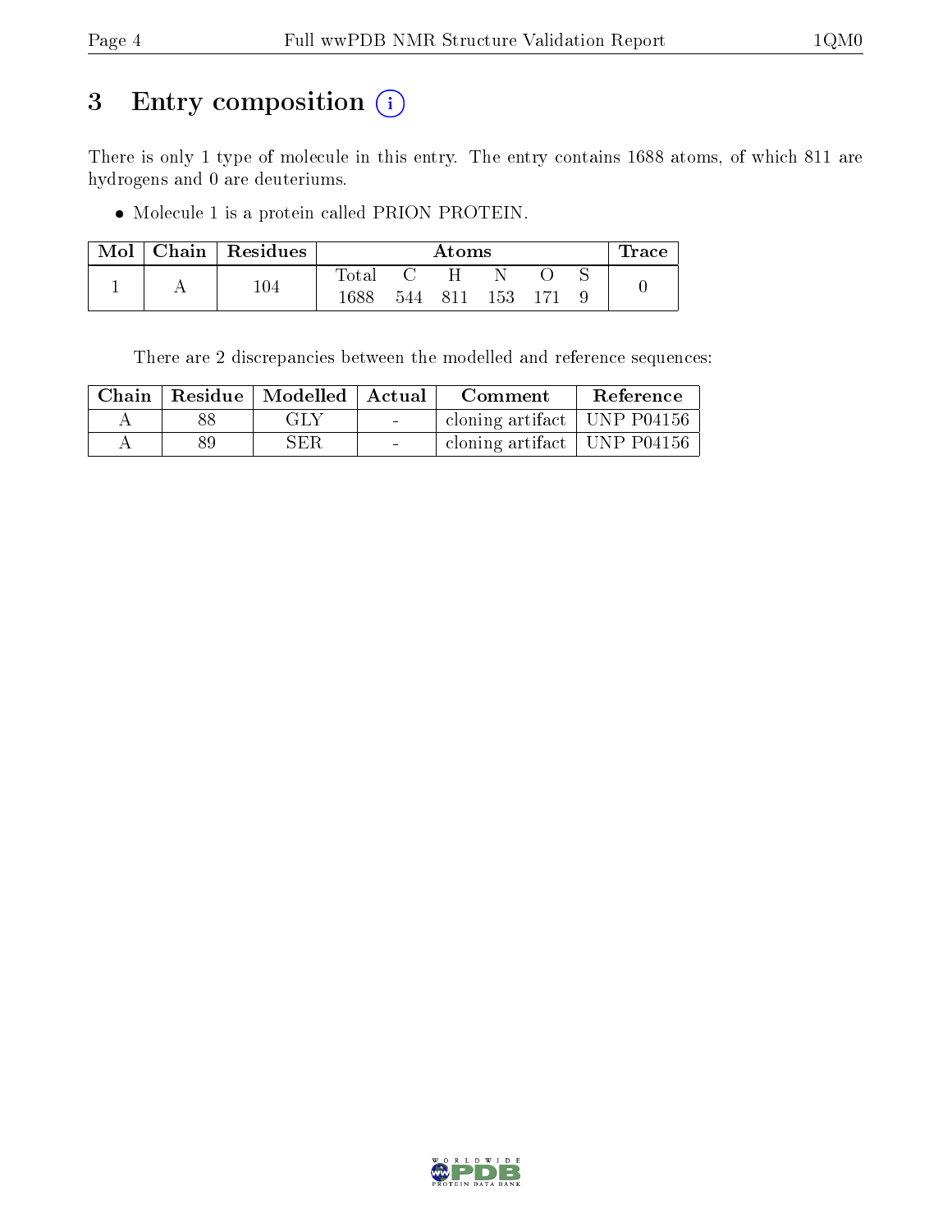# 3 Entry composition

There is only 1 type of molecule in this entry. The entry contains 1688 atoms, of which 811 are hydrogens and 0 are deuteriums.

- Molecule 1 is a protein called PRION PROTEIN.

| Mol | Chain | Residues | Atoms | | | | | | Trace |
|---|---|---|---|---|---|---|---|---|---|
| | | | Total | C | H | N | O | S | |
| 1 | A | 104 | 1688 | 544 | 811 | 153 | 171 | 9 | 0 |

There are 2 discrepancies between the modelled and reference sequences:

| Chain | Residue | Modelled | Actual | Comment | Reference |
|---|---|---|---|---|---|
| A | 88 | GLY | - | cloning artifact | UNP P04156 |
| A | 89 | SER | - | cloning artifact | UNP P04156 |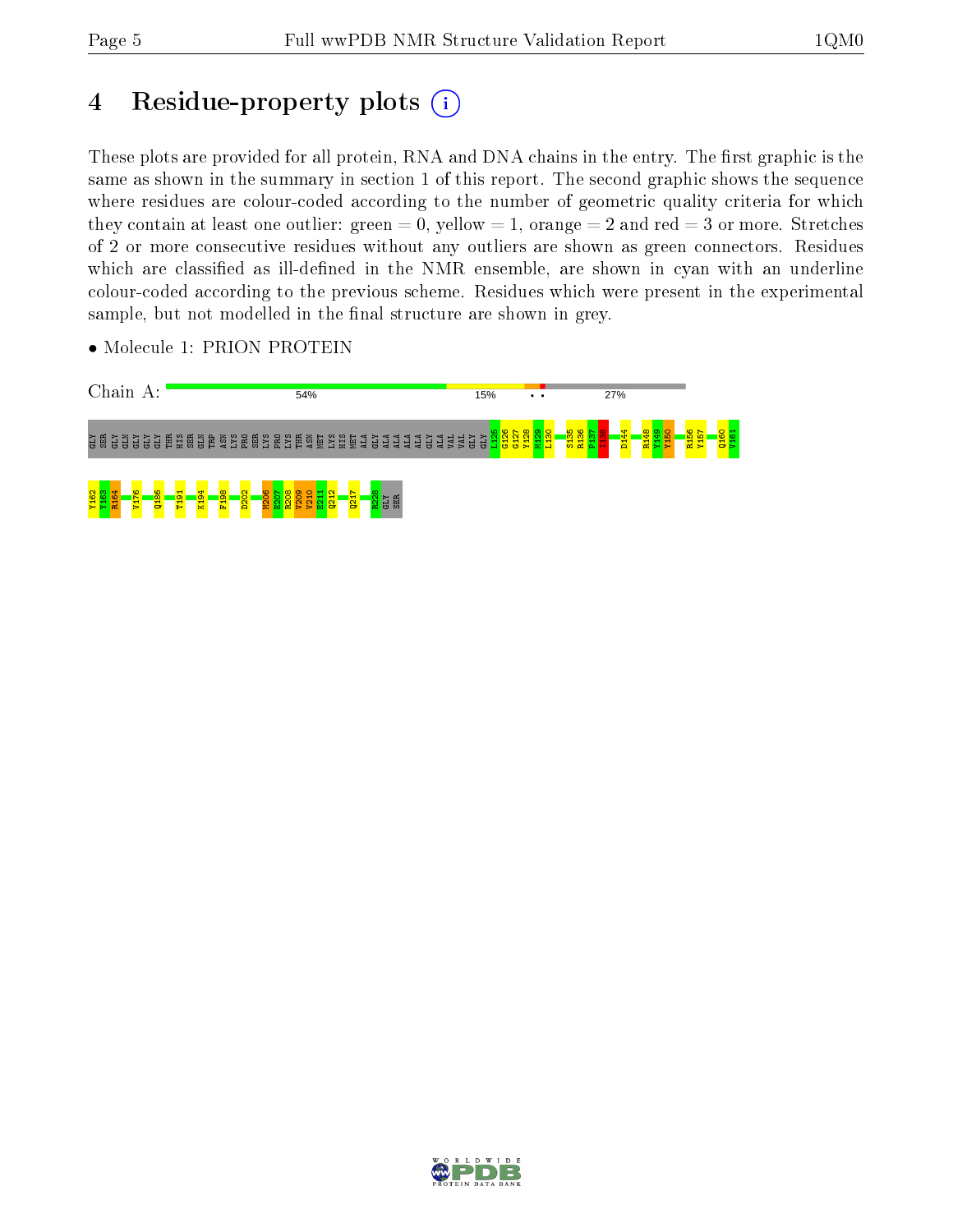# 4 Residue-property plots

These plots are provided for all protein, RNA and DNA chains in the entry. The first graphic is the same as shown in the summary in section 1 of this report. The second graphic shows the sequence where residues are colour-coded according to the number of geometric quality criteria for which they contain at least one outlier: green = 0, yellow = 1, orange = 2 and red = 3 or more. Stretches of 2 or more consecutive residues without any outliers are shown as green connectors. Residues which are classified as ill-defined in the NMR ensemble, are shown in cyan with an underline colour-coded according to the previous scheme. Residues which were present in the experimental sample, but not modelled in the final structure are shown in grey.

- Molecule 1: PRION PROTEIN

Chain A: 54% | 15% | • • | 27%

GLY SER GLY GLN GLY GLY THR HIS SER GLN TRP ASN LYS PRO SER LYS PRO LYS THR ASN MET LYS HIS MET ALA GLY ALA ALA ALA ALA GLY ALA VAL VAL GLY GLY L125 G126 G127 Y128 M129 L130 S135 R136 P137 I138 D144 R148 Y149 Y150 R156 Y157 Q160 V161 Y162 Y163 R164 V176 Q186 T191 K194 F198 D202 M206 E207 R208 V209 V210 E211 Q212 Q217 R228 GLY SER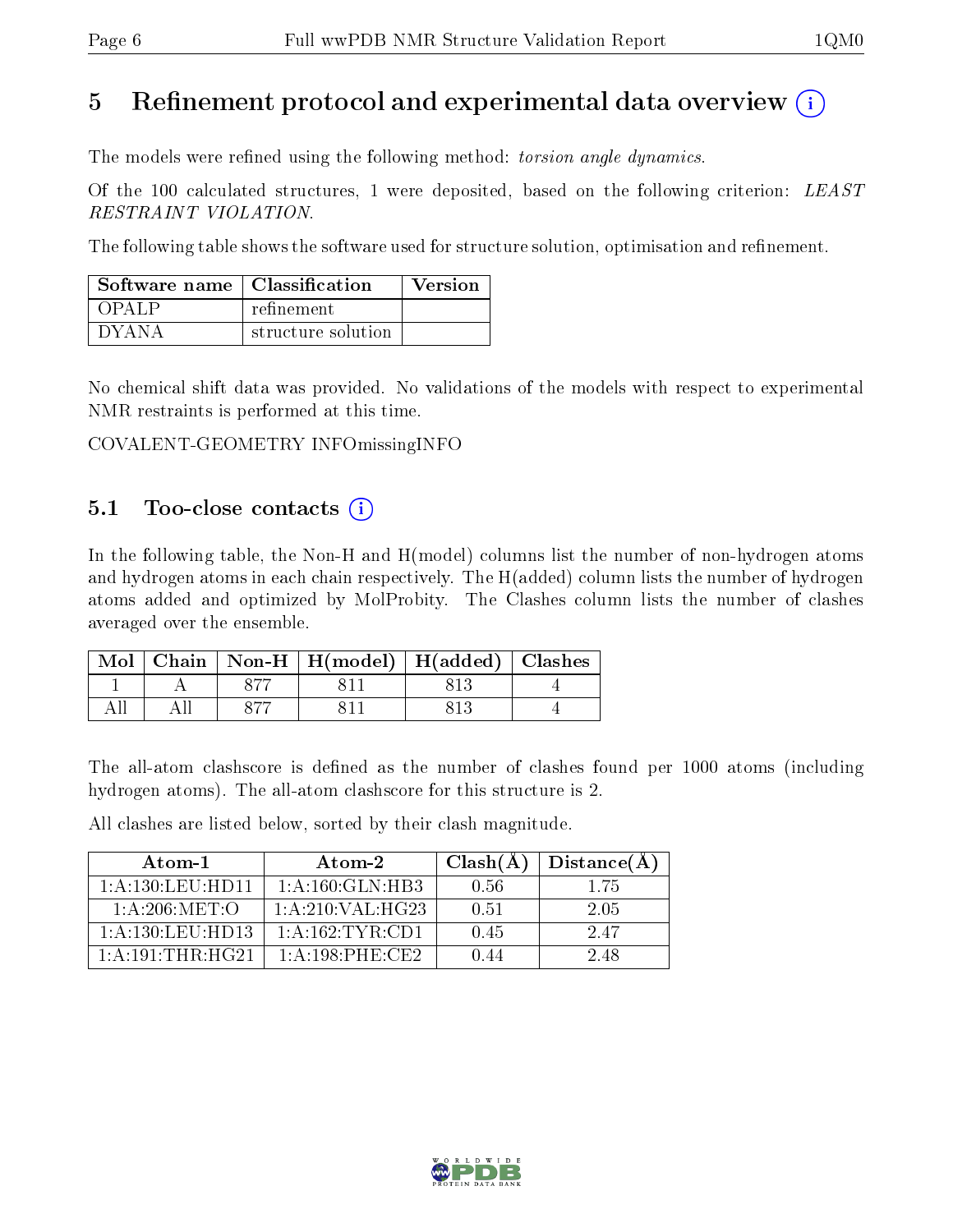# 5 Refinement protocol and experimental data overview

The models were refined using the following method: *torsion angle dynamics*.

Of the 100 calculated structures, 1 were deposited, based on the following criterion: *LEAST RESTRAINT VIOLATION*.

The following table shows the software used for structure solution, optimisation and refinement.

| Software name | Classification | Version |
|---|---|---|
| OPALP | refinement | |
| DYANA | structure solution | |

No chemical shift data was provided. No validations of the models with respect to experimental NMR restraints is performed at this time.

COVALENT-GEOMETRY INFOmissingINFO

## 5.1 Too-close contacts

In the following table, the Non-H and H(model) columns list the number of non-hydrogen atoms and hydrogen atoms in each chain respectively. The H(added) column lists the number of hydrogen atoms added and optimized by MolProbity. The Clashes column lists the number of clashes averaged over the ensemble.

| Mol | Chain | Non-H | H(model) | H(added) | Clashes |
|---|---|---|---|---|---|
| 1 | A | 877 | 811 | 813 | 4 |
| All | All | 877 | 811 | 813 | 4 |

The all-atom clashscore is defined as the number of clashes found per 1000 atoms (including hydrogen atoms). The all-atom clashscore for this structure is 2.

All clashes are listed below, sorted by their clash magnitude.

| Atom-1 | Atom-2 | Clash(Å) | Distance(Å) |
|---|---|---|---|
| 1:A:130:LEU:HD11 | 1:A:160:GLN:HB3 | 0.56 | 1.75 |
| 1:A:206:MET:O | 1:A:210:VAL:HG23 | 0.51 | 2.05 |
| 1:A:130:LEU:HD13 | 1:A:162:TYR:CD1 | 0.45 | 2.47 |
| 1:A:191:THR:HG21 | 1:A:198:PHE:CE2 | 0.44 | 2.48 |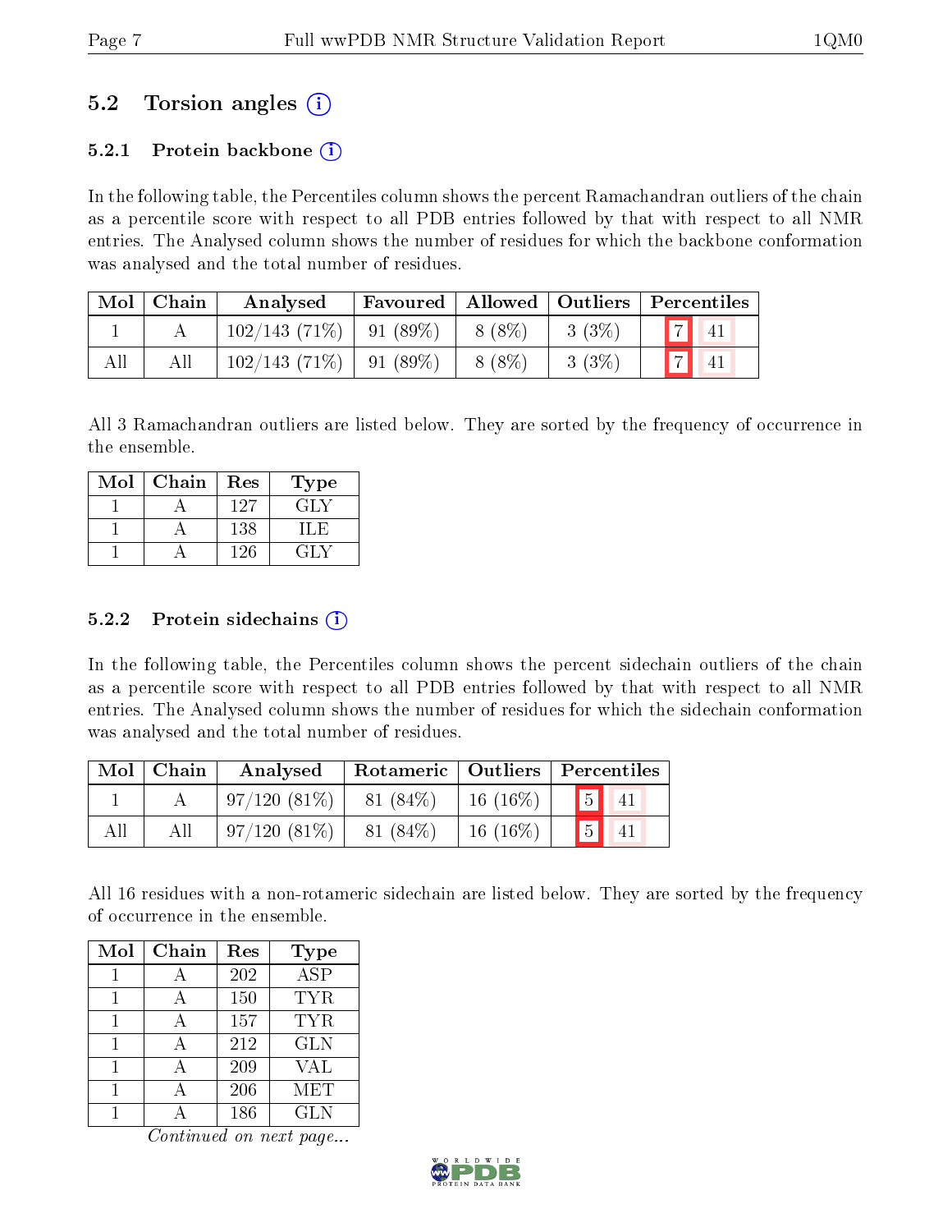## 5.2 Torsion angles (i)

### 5.2.1 Protein backbone (i)

In the following table, the Percentiles column shows the percent Ramachandran outliers of the chain as a percentile score with respect to all PDB entries followed by that with respect to all NMR entries. The Analysed column shows the number of residues for which the backbone conformation was analysed and the total number of residues.

| Mol | Chain | Analysed | Favoured | Allowed | Outliers | Percentiles | |
|---|---|---|---|---|---|---|---|
| 1 | A | 102/143 (71%) | 91 (89%) | 8 (8%) | 3 (3%) | 7 | 41 |
| All | All | 102/143 (71%) | 91 (89%) | 8 (8%) | 3 (3%) | 7 | 41 |

All 3 Ramachandran outliers are listed below. They are sorted by the frequency of occurrence in the ensemble.

| Mol | Chain | Res | Type |
|---|---|---|---|
| 1 | A | 127 | GLY |
| 1 | A | 138 | ILE |
| 1 | A | 126 | GLY |

### 5.2.2 Protein sidechains (i)

In the following table, the Percentiles column shows the percent sidechain outliers of the chain as a percentile score with respect to all PDB entries followed by that with respect to all NMR entries. The Analysed column shows the number of residues for which the sidechain conformation was analysed and the total number of residues.

| Mol | Chain | Analysed | Rotameric | Outliers | Percentiles | |
|---|---|---|---|---|---|---|
| 1 | A | 97/120 (81%) | 81 (84%) | 16 (16%) | 5 | 41 |
| All | All | 97/120 (81%) | 81 (84%) | 16 (16%) | 5 | 41 |

All 16 residues with a non-rotameric sidechain are listed below. They are sorted by the frequency of occurrence in the ensemble.

| Mol | Chain | Res | Type |
|---|---|---|---|
| 1 | A | 202 | ASP |
| 1 | A | 150 | TYR |
| 1 | A | 157 | TYR |
| 1 | A | 212 | GLN |
| 1 | A | 209 | VAL |
| 1 | A | 206 | MET |
| 1 | A | 186 | GLN |

*Continued on next page...*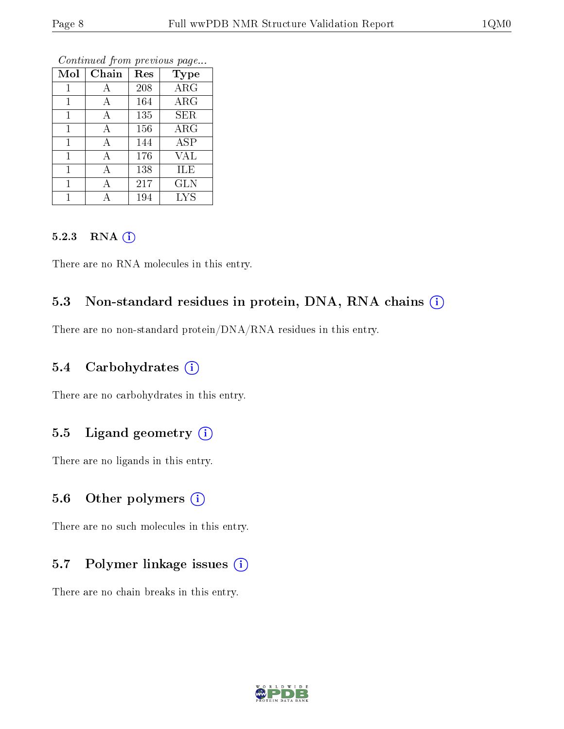*Continued from previous page...*

| Mol | Chain | Res | Type |
|---|---|---|---|
| 1 | A | 208 | ARG |
| 1 | A | 164 | ARG |
| 1 | A | 135 | SER |
| 1 | A | 156 | ARG |
| 1 | A | 144 | ASP |
| 1 | A | 176 | VAL |
| 1 | A | 138 | ILE |
| 1 | A | 217 | GLN |
| 1 | A | 194 | LYS |

#### 5.2.3 RNA (i)

There are no RNA molecules in this entry.

### 5.3 Non-standard residues in protein, DNA, RNA chains (i)

There are no non-standard protein/DNA/RNA residues in this entry.

### 5.4 Carbohydrates (i)

There are no carbohydrates in this entry.

### 5.5 Ligand geometry (i)

There are no ligands in this entry.

### 5.6 Other polymers (i)

There are no such molecules in this entry.

### 5.7 Polymer linkage issues (i)

There are no chain breaks in this entry.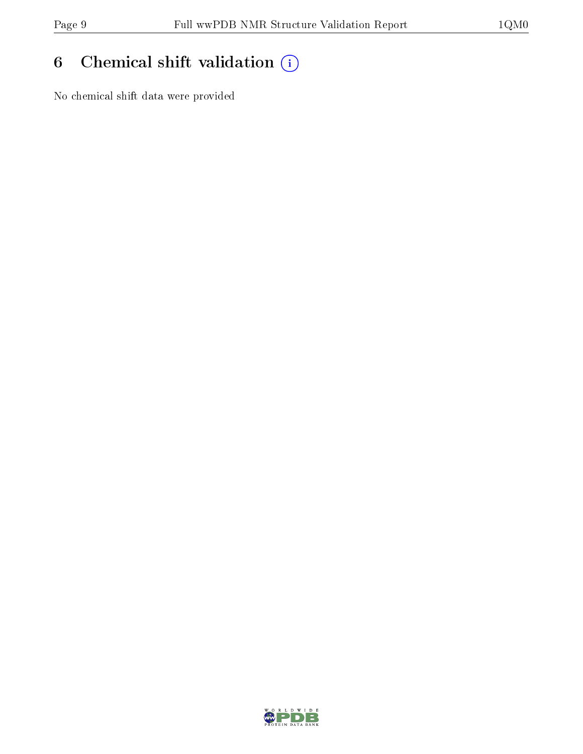# 6 Chemical shift validation

No chemical shift data were provided